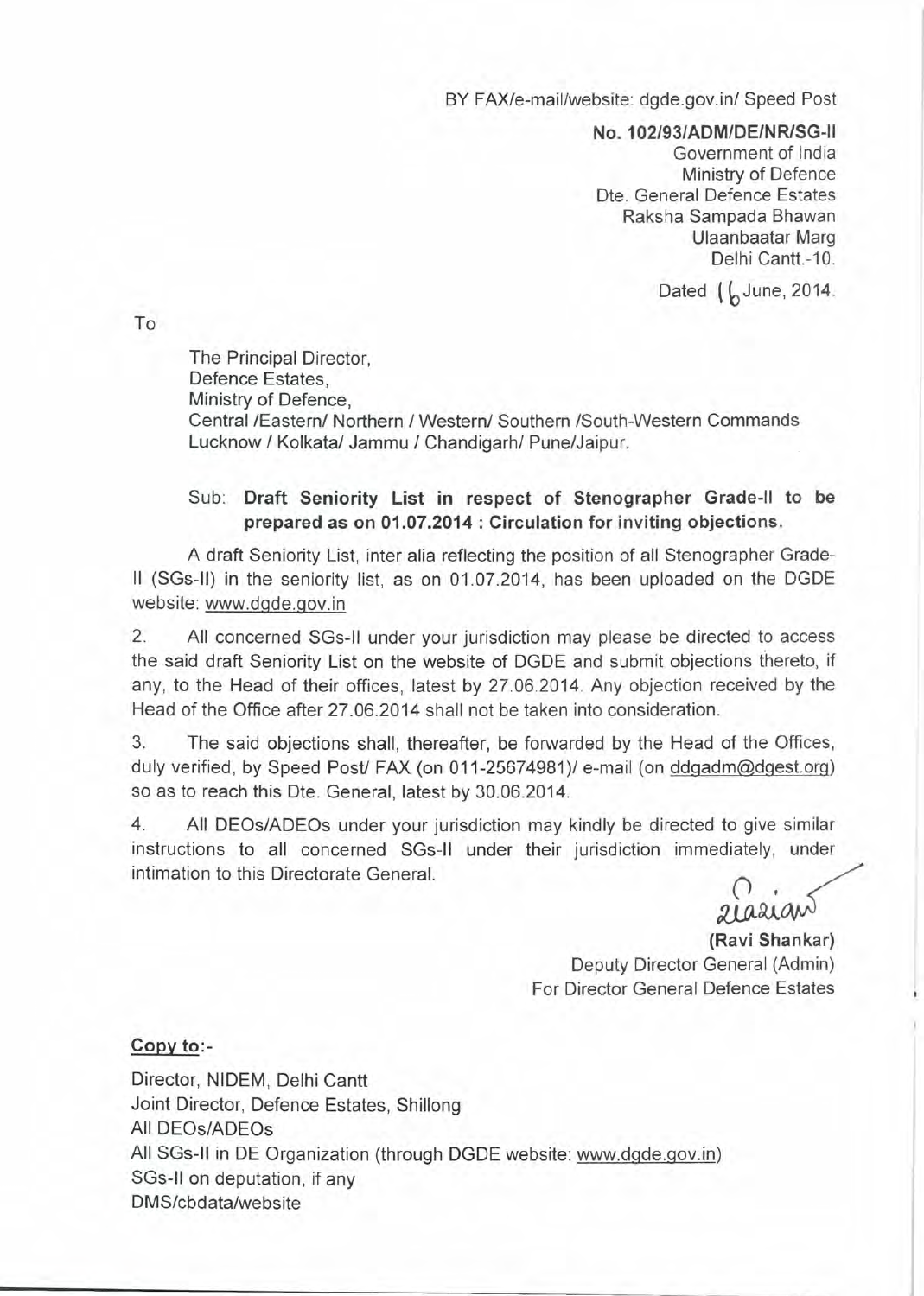BY FAX/e-mail/website: dgde.gov.in/ Speed Post

**No. 102/93/ADM/DE/NR/SG-II**
Government of India
Ministry of Defence
Dte. General Defence Estates
Raksha Sampada Bhawan
Ulaanbaatar Marg
Delhi Cantt.-10.

Dated 16 June, 2014.

To

The Principal Director,
Defence Estates,
Ministry of Defence,
Central /Eastern/ Northern / Western/ Southern /South-Western Commands
Lucknow / Kolkata/ Jammu / Chandigarh/ Pune/Jaipur.

Sub: **Draft Seniority List in respect of Stenographer Grade-II to be prepared as on 01.07.2014 : Circulation for inviting objections.**

A draft Seniority List, inter alia reflecting the position of all Stenographer Grade-II (SGs-II) in the seniority list, as on 01.07.2014, has been uploaded on the DGDE website: www.dgde.gov.in

2. All concerned SGs-II under your jurisdiction may please be directed to access the said draft Seniority List on the website of DGDE and submit objections thereto, if any, to the Head of their offices, latest by 27.06.2014. Any objection received by the Head of the Office after 27.06.2014 shall not be taken into consideration.

3. The said objections shall, thereafter, be forwarded by the Head of the Offices, duly verified, by Speed Post/ FAX (on 011-25674981)/ e-mail (on ddgadm@dgest.org) so as to reach this Dte. General, latest by 30.06.2014.

4. All DEOs/ADEOs under your jurisdiction may kindly be directed to give similar instructions to all concerned SGs-II under their jurisdiction immediately, under intimation to this Directorate General.

**(Ravi Shankar)**
Deputy Director General (Admin)
For Director General Defence Estates

**Copy to:-**

Director, NIDEM, Delhi Cantt
Joint Director, Defence Estates, Shillong
All DEOs/ADEOs
All SGs-II in DE Organization (through DGDE website: www.dgde.gov.in)
SGs-II on deputation, if any
DMS/cbdata/website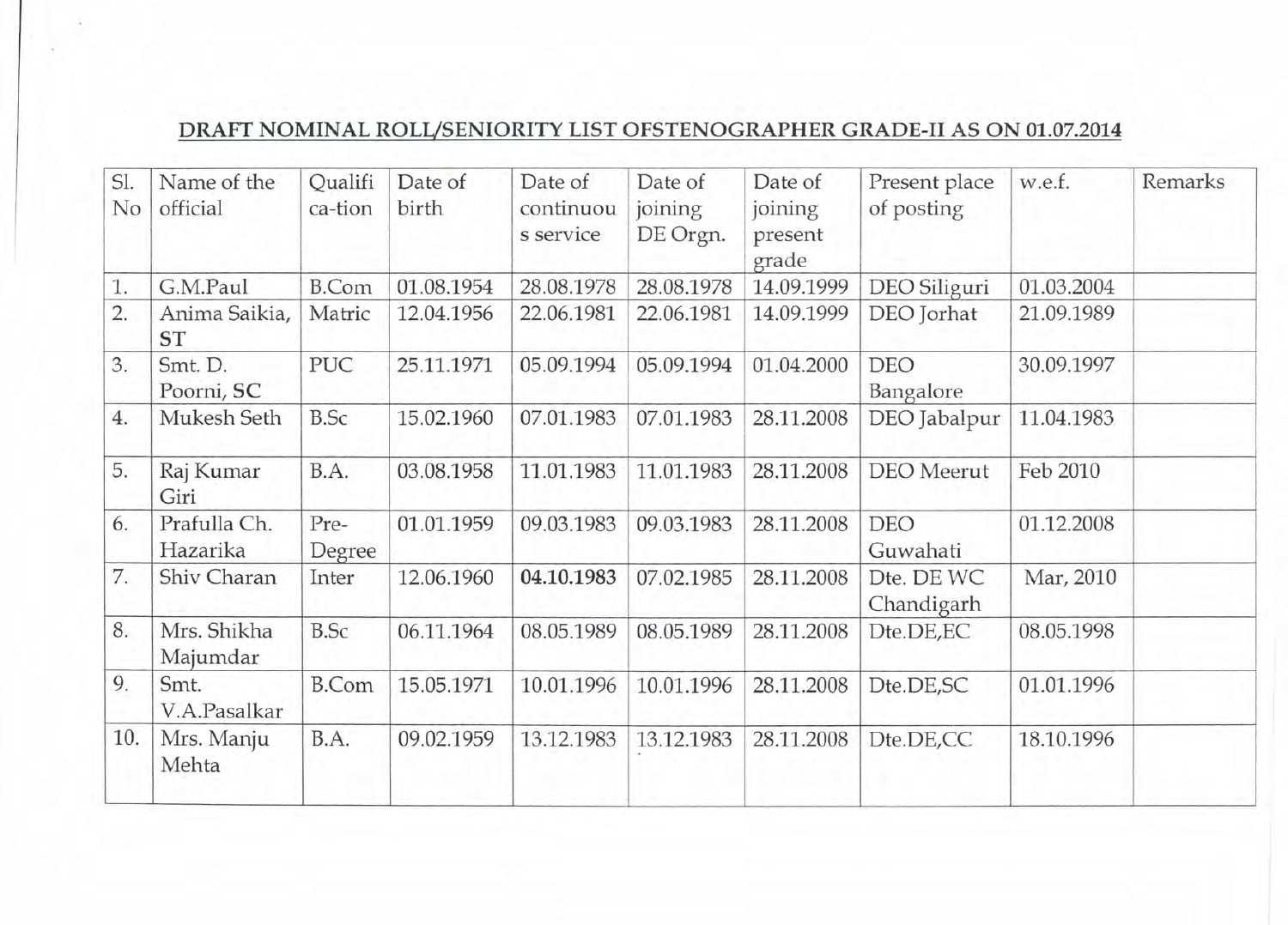## DRAFT NOMINAL ROLL/SENIORITY LIST OFSTENOGRAPHER GRADE-II AS ON 01.07.2014

| Sl. No | Name of the official | Qualifica-tion | Date of birth | Date of continuous service | Date of joining DE Orgn. | Date of joining present grade | Present place of posting | w.e.f. | Remarks |
|---|---|---|---|---|---|---|---|---|---|
| 1. | G.M.Paul | B.Com | 01.08.1954 | 28.08.1978 | 28.08.1978 | 14.09.1999 | DEO Siliguri | 01.03.2004 | |
| 2. | Anima Saikia, ST | Matric | 12.04.1956 | 22.06.1981 | 22.06.1981 | 14.09.1999 | DEO Jorhat | 21.09.1989 | |
| 3. | Smt. D. Poorni, SC | PUC | 25.11.1971 | 05.09.1994 | 05.09.1994 | 01.04.2000 | DEO Bangalore | 30.09.1997 | |
| 4. | Mukesh Seth | B.Sc | 15.02.1960 | 07.01.1983 | 07.01.1983 | 28.11.2008 | DEO Jabalpur | 11.04.1983 | |
| 5. | Raj Kumar Giri | B.A. | 03.08.1958 | 11.01.1983 | 11.01.1983 | 28.11.2008 | DEO Meerut | Feb 2010 | |
| 6. | Prafulla Ch. Hazarika | Pre-Degree | 01.01.1959 | 09.03.1983 | 09.03.1983 | 28.11.2008 | DEO Guwahati | 01.12.2008 | |
| 7. | Shiv Charan | Inter | 12.06.1960 | **04.10.1983** | 07.02.1985 | 28.11.2008 | Dte. DE WC Chandigarh | Mar, 2010 | |
| 8. | Mrs. Shikha Majumdar | B.Sc | 06.11.1964 | 08.05.1989 | 08.05.1989 | 28.11.2008 | Dte.DE,EC | 08.05.1998 | |
| 9. | Smt. V.A.Pasalkar | B.Com | 15.05.1971 | 10.01.1996 | 10.01.1996 | 28.11.2008 | Dte.DE,SC | 01.01.1996 | |
| 10. | Mrs. Manju Mehta | B.A. | 09.02.1959 | 13.12.1983 | 13.12.1983 | 28.11.2008 | Dte.DE,CC | 18.10.1996 | |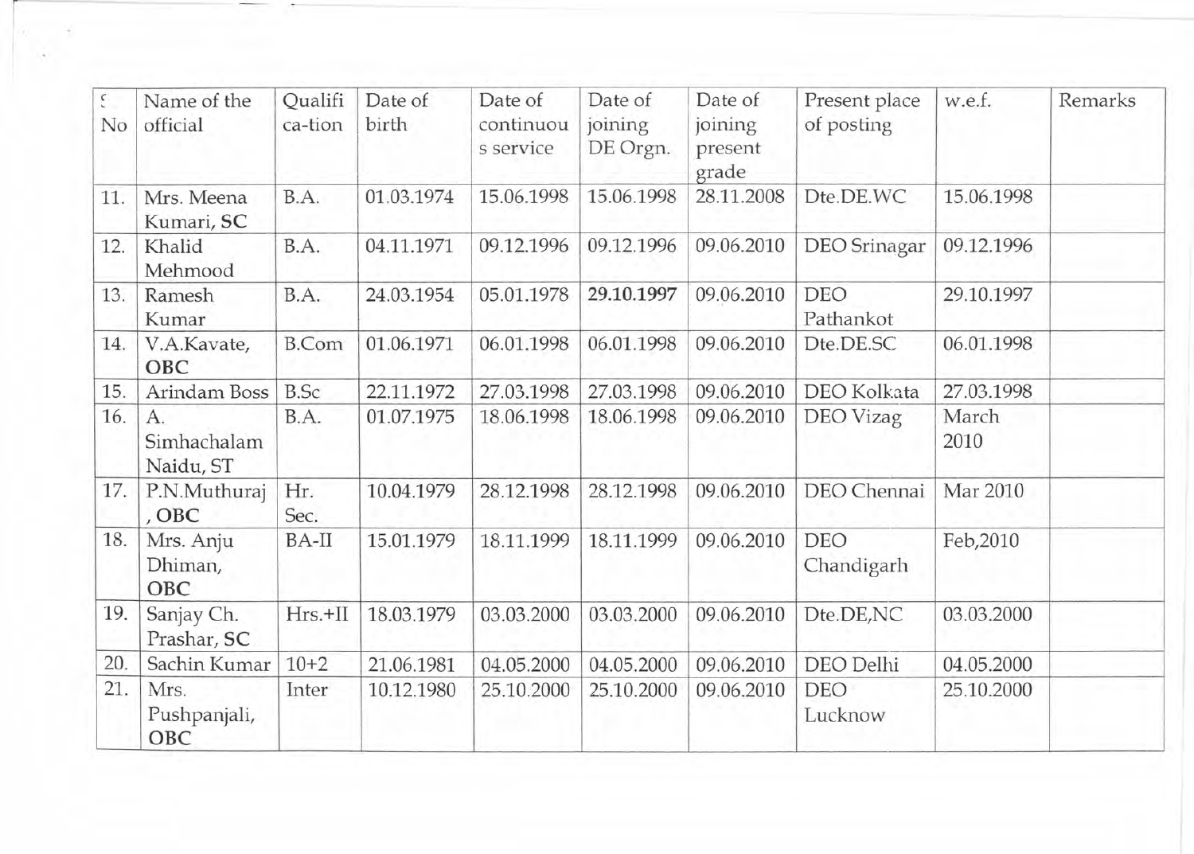| S No | Name of the official | Qualifi ca-tion | Date of birth | Date of continuous service | Date of joining DE Orgn. | Date of joining present grade | Present place of posting | w.e.f. | Remarks |
|---|---|---|---|---|---|---|---|---|---|
| 11. | Mrs. Meena Kumari, **SC** | B.A. | 01.03.1974 | 15.06.1998 | 15.06.1998 | 28.11.2008 | Dte.DE.WC | 15.06.1998 | |
| 12. | Khalid Mehmood | B.A. | 04.11.1971 | 09.12.1996 | 09.12.1996 | 09.06.2010 | DEO Srinagar | 09.12.1996 | |
| 13. | Ramesh Kumar | B.A. | 24.03.1954 | 05.01.1978 | **29.10.1997** | 09.06.2010 | DEO Pathankot | 29.10.1997 | |
| 14. | V.A.Kavate, **OBC** | B.Com | 01.06.1971 | 06.01.1998 | 06.01.1998 | 09.06.2010 | Dte.DE.SC | 06.01.1998 | |
| 15. | Arindam Boss | B.Sc | 22.11.1972 | 27.03.1998 | 27.03.1998 | 09.06.2010 | DEO Kolkata | 27.03.1998 | |
| 16. | A. Simhachalam Naidu, ST | B.A. | 01.07.1975 | 18.06.1998 | 18.06.1998 | 09.06.2010 | DEO Vizag | March 2010 | |
| 17. | P.N.Muthuraj, **OBC** | Hr. Sec. | 10.04.1979 | 28.12.1998 | 28.12.1998 | 09.06.2010 | DEO Chennai | Mar 2010 | |
| 18. | Mrs. Anju Dhiman, **OBC** | BA-II | 15.01.1979 | 18.11.1999 | 18.11.1999 | 09.06.2010 | DEO Chandigarh | Feb,2010 | |
| 19. | Sanjay Ch. Prashar, **SC** | Hrs.+II | 18.03.1979 | 03.03.2000 | 03.03.2000 | 09.06.2010 | Dte.DE,NC | 03.03.2000 | |
| 20. | Sachin Kumar | 10+2 | 21.06.1981 | 04.05.2000 | 04.05.2000 | 09.06.2010 | DEO Delhi | 04.05.2000 | |
| 21. | Mrs. Pushpanjali, **OBC** | Inter | 10.12.1980 | 25.10.2000 | 25.10.2000 | 09.06.2010 | DEO Lucknow | 25.10.2000 | |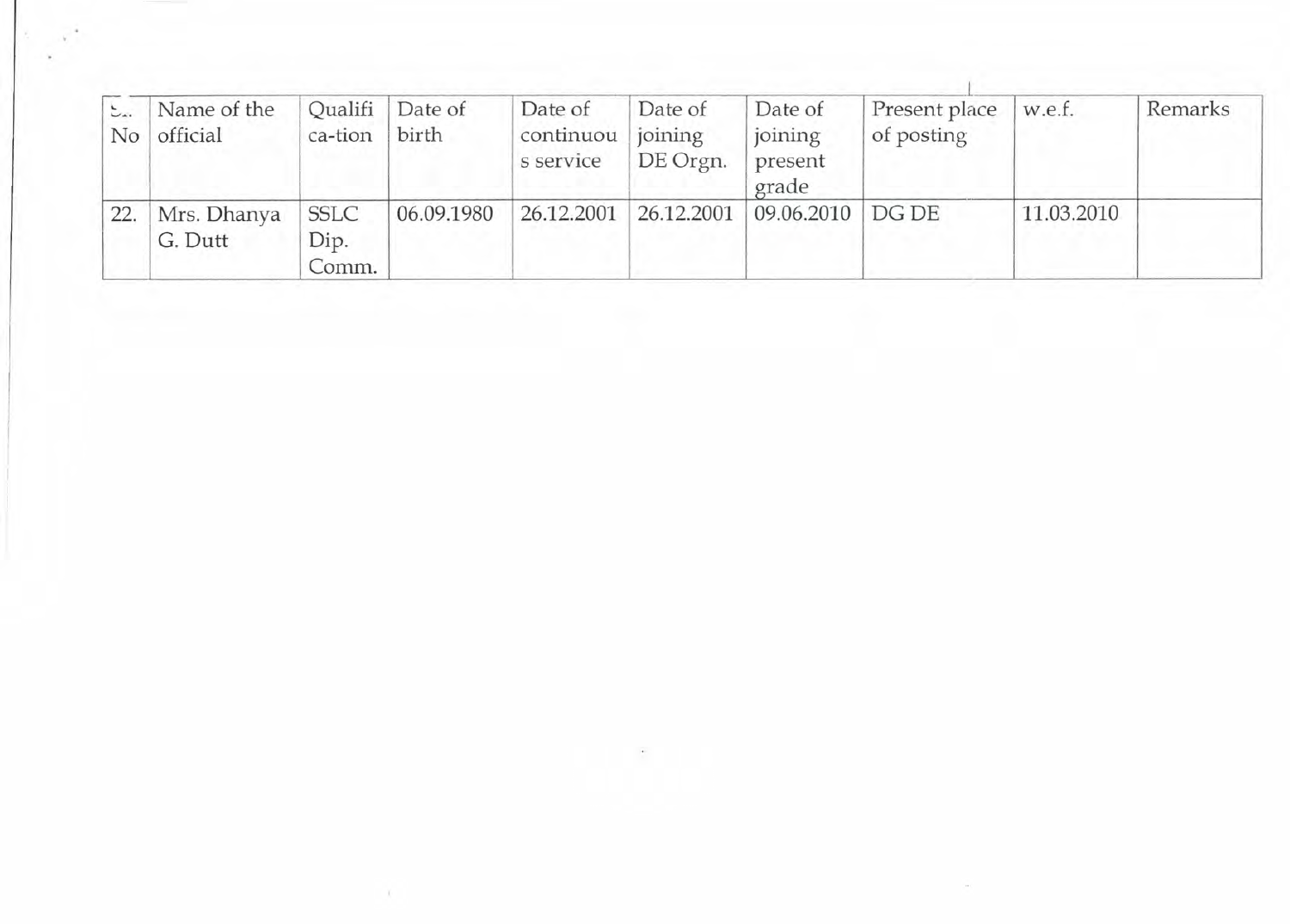| Sl. No | Name of the official | Qualifi ca-tion | Date of birth | Date of continuous service | Date of joining DE Orgn. | Date of joining present grade | Present place of posting | w.e.f. | Remarks |
|---|---|---|---|---|---|---|---|---|---|
| 22. | Mrs. Dhanya G. Dutt | SSLC Dip. Comm. | 06.09.1980 | 26.12.2001 | 26.12.2001 | 09.06.2010 | DG DE | 11.03.2010 | |